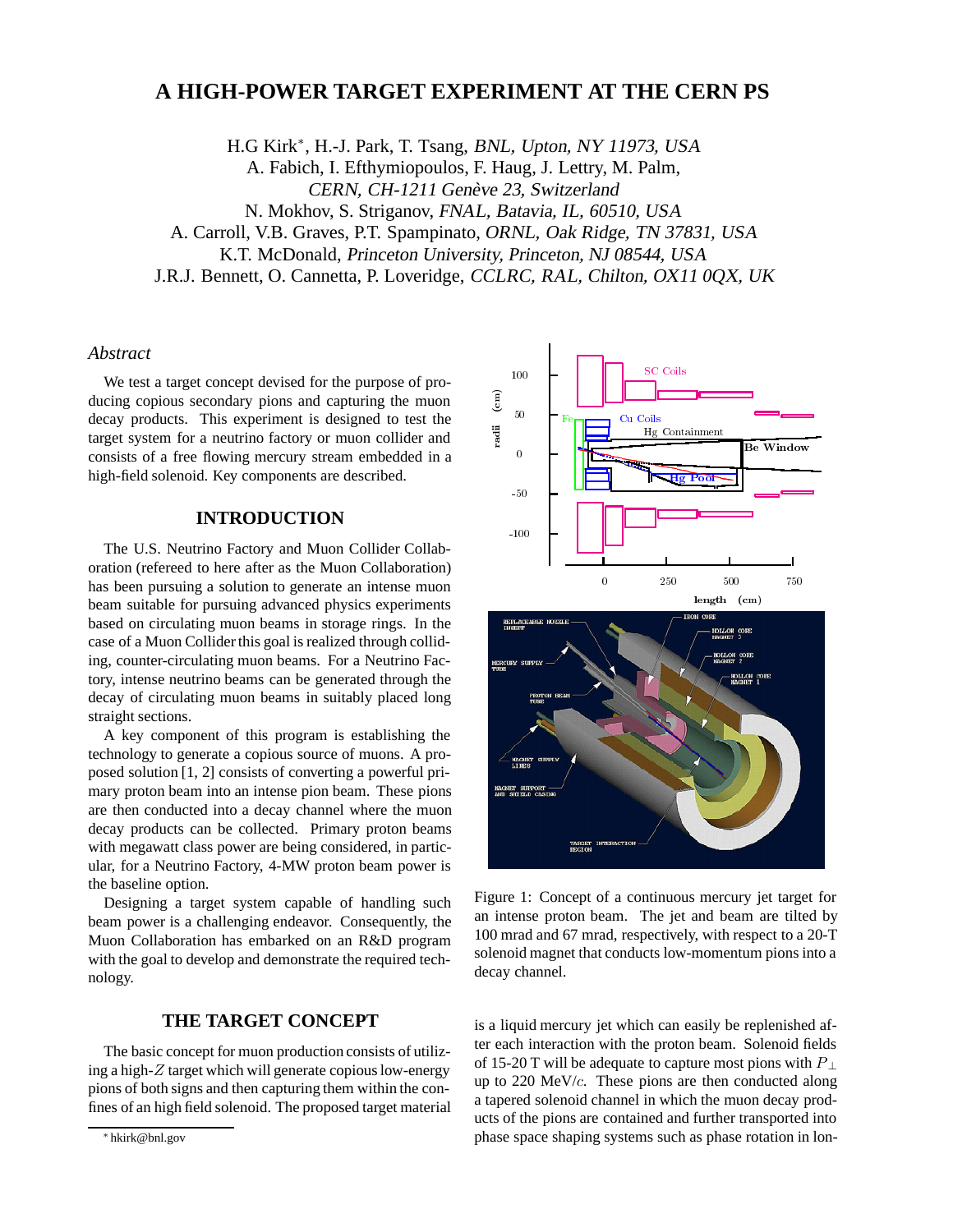# A HIGH-POWER TARGET EXPERIMENT AT THE CERN PS

H.G Kirk*, H.-J. Park, T. Tsang, *BNL, Upton, NY 11973, USA*
A. Fabich, I. Efthymiopoulos, F. Haug, J. Lettry, M. Palm,
*CERN, CH-1211 Genève 23, Switzerland*
N. Mokhov, S. Striganov, *FNAL, Batavia, IL, 60510, USA*
A. Carroll, V.B. Graves, P.T. Spampinato, *ORNL, Oak Ridge, TN 37831, USA*
K.T. McDonald, *Princeton University, Princeton, NJ 08544, USA*
J.R.J. Bennett, O. Cannetta, P. Loveridge, *CCLRC, RAL, Chilton, OX11 0QX, UK*

## *Abstract*

We test a target concept devised for the purpose of producing copious secondary pions and capturing the muon decay products. This experiment is designed to test the target system for a neutrino factory or muon collider and consists of a free flowing mercury stream embedded in a high-field solenoid. Key components are described.

## INTRODUCTION

The U.S. Neutrino Factory and Muon Collider Collaboration (refereed to here after as the Muon Collaboration) has been pursuing a solution to generate an intense muon beam suitable for pursuing advanced physics experiments based on circulating muon beams in storage rings. In the case of a Muon Collider this goal is realized through colliding, counter-circulating muon beams. For a Neutrino Factory, intense neutrino beams can be generated through the decay of circulating muon beams in suitably placed long straight sections.

A key component of this program is establishing the technology to generate a copious source of muons. A proposed solution [1, 2] consists of converting a powerful primary proton beam into an intense pion beam. These pions are then conducted into a decay channel where the muon decay products can be collected. Primary proton beams with megawatt class power are being considered, in particular, for a Neutrino Factory, 4-MW proton beam power is the baseline option.

Designing a target system capable of handling such beam power is a challenging endeavor. Consequently, the Muon Collaboration has embarked on an R&D program with the goal to develop and demonstrate the required technology.

## THE TARGET CONCEPT

The basic concept for muon production consists of utilizing a high-$Z$ target which will generate copious low-energy pions of both signs and then capturing them within the confines of an high field solenoid. The proposed target material is a liquid mercury jet which can easily be replenished after each interaction with the proton beam. Solenoid fields of 15-20 T will be adequate to capture most pions with $P_{\perp}$ up to 220 MeV/$c$. These pions are then conducted along a tapered solenoid channel in which the muon decay products of the pions are contained and further transported into phase space shaping systems such as phase rotation in lon-

Figure 1: Concept of a continuous mercury jet target for an intense proton beam. The jet and beam are tilted by 100 mrad and 67 mrad, respectively, with respect to a 20-T solenoid magnet that conducts low-momentum pions into a decay channel.

* hkirk@bnl.gov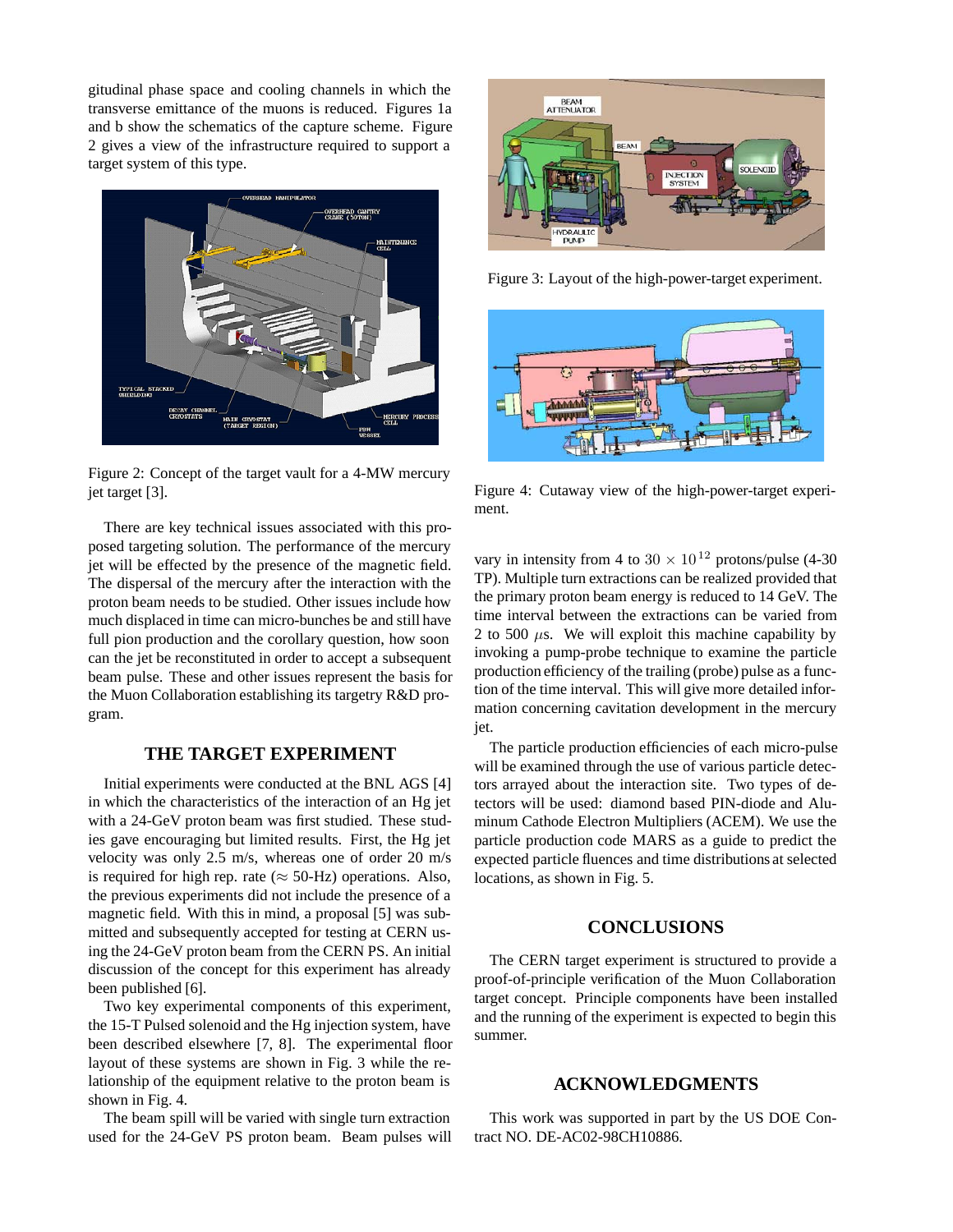gitudinal phase space and cooling channels in which the transverse emittance of the muons is reduced. Figures 1a and b show the schematics of the capture scheme. Figure 2 gives a view of the infrastructure required to support a target system of this type.

Figure 2: Concept of the target vault for a 4-MW mercury jet target [3].

There are key technical issues associated with this proposed targeting solution. The performance of the mercury jet will be effected by the presence of the magnetic field. The dispersal of the mercury after the interaction with the proton beam needs to be studied. Other issues include how much displaced in time can micro-bunches be and still have full pion production and the corollary question, how soon can the jet be reconstituted in order to accept a subsequent beam pulse. These and other issues represent the basis for the Muon Collaboration establishing its targetry R&D program.

## THE TARGET EXPERIMENT

Initial experiments were conducted at the BNL AGS [4] in which the characteristics of the interaction of an Hg jet with a 24-GeV proton beam was first studied. These studies gave encouraging but limited results. First, the Hg jet velocity was only 2.5 m/s, whereas one of order 20 m/s is required for high rep. rate ($\approx$ 50-Hz) operations. Also, the previous experiments did not include the presence of a magnetic field. With this in mind, a proposal [5] was submitted and subsequently accepted for testing at CERN using the 24-GeV proton beam from the CERN PS. An initial discussion of the concept for this experiment has already been published [6].

Two key experimental components of this experiment, the 15-T Pulsed solenoid and the Hg injection system, have been described elsewhere [7, 8]. The experimental floor layout of these systems are shown in Fig. 3 while the relationship of the equipment relative to the proton beam is shown in Fig. 4.

The beam spill will be varied with single turn extraction used for the 24-GeV PS proton beam. Beam pulses will vary in intensity from 4 to $30 \times 10^{12}$ protons/pulse (4-30 TP). Multiple turn extractions can be realized provided that the primary proton beam energy is reduced to 14 GeV. The time interval between the extractions can be varied from 2 to 500 $\mu$s. We will exploit this machine capability by invoking a pump-probe technique to examine the particle production efficiency of the trailing (probe) pulse as a function of the time interval. This will give more detailed information concerning cavitation development in the mercury jet.

Figure 3: Layout of the high-power-target experiment.

Figure 4: Cutaway view of the high-power-target experiment.

The particle production efficiencies of each micro-pulse will be examined through the use of various particle detectors arrayed about the interaction site. Two types of detectors will be used: diamond based PIN-diode and Aluminum Cathode Electron Multipliers (ACEM). We use the particle production code MARS as a guide to predict the expected particle fluences and time distributions at selected locations, as shown in Fig. 5.

## CONCLUSIONS

The CERN target experiment is structured to provide a proof-of-principle verification of the Muon Collaboration target concept. Principle components have been installed and the running of the experiment is expected to begin this summer.

## ACKNOWLEDGMENTS

This work was supported in part by the US DOE Contract NO. DE-AC02-98CH10886.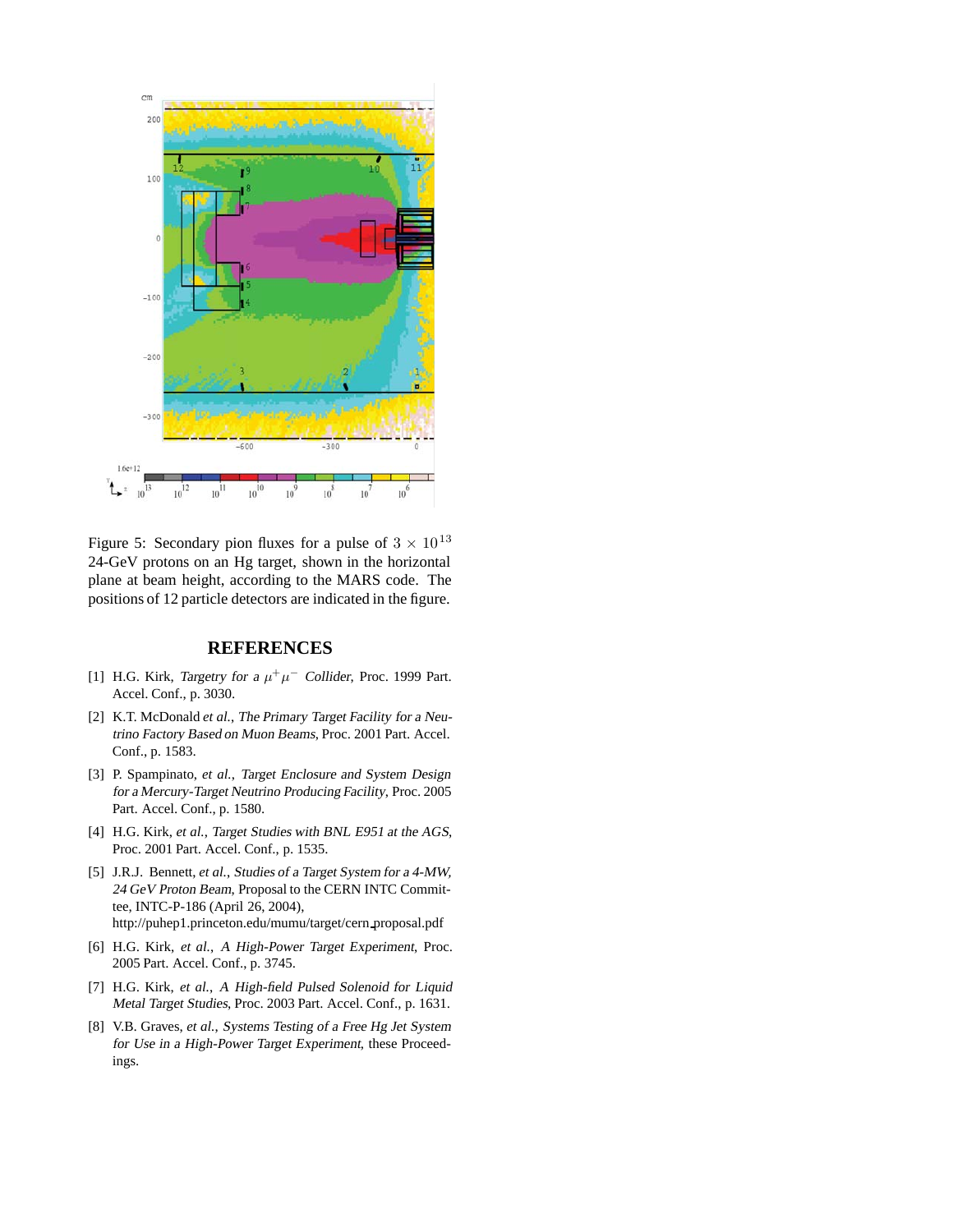cm

200

100

0

-100

-200

-300

12 9 8 7 6 5 4 3 2 1 10 11

-600 -300 0

1.6e+12

$10^{13}$ $10^{12}$ $10^{11}$ $10^{10}$ $10^{9}$ $10^{8}$ $10^{7}$ $10^{6}$

Figure 5: Secondary pion fluxes for a pulse of $3 \times 10^{13}$ 24-GeV protons on an Hg target, shown in the horizontal plane at beam height, according to the MARS code. The positions of 12 particle detectors are indicated in the figure.

## REFERENCES

[1] H.G. Kirk, *Targetry for a $\mu^+\mu^-$ Collider*, Proc. 1999 Part. Accel. Conf., p. 3030.

[2] K.T. McDonald *et al.*, *The Primary Target Facility for a Neutrino Factory Based on Muon Beams*, Proc. 2001 Part. Accel. Conf., p. 1583.

[3] P. Spampinato, *et al.*, *Target Enclosure and System Design for a Mercury-Target Neutrino Producing Facility*, Proc. 2005 Part. Accel. Conf., p. 1580.

[4] H.G. Kirk, *et al.*, *Target Studies with BNL E951 at the AGS*, Proc. 2001 Part. Accel. Conf., p. 1535.

[5] J.R.J. Bennett, *et al.*, *Studies of a Target System for a 4-MW, 24 GeV Proton Beam*, Proposal to the CERN INTC Committee, INTC-P-186 (April 26, 2004), http://puhep1.princeton.edu/mumu/target/cern_proposal.pdf

[6] H.G. Kirk, *et al.*, *A High-Power Target Experiment*, Proc. 2005 Part. Accel. Conf., p. 3745.

[7] H.G. Kirk, *et al.*, *A High-field Pulsed Solenoid for Liquid Metal Target Studies*, Proc. 2003 Part. Accel. Conf., p. 1631.

[8] V.B. Graves, *et al.*, *Systems Testing of a Free Hg Jet System for Use in a High-Power Target Experiment*, these Proceedings.